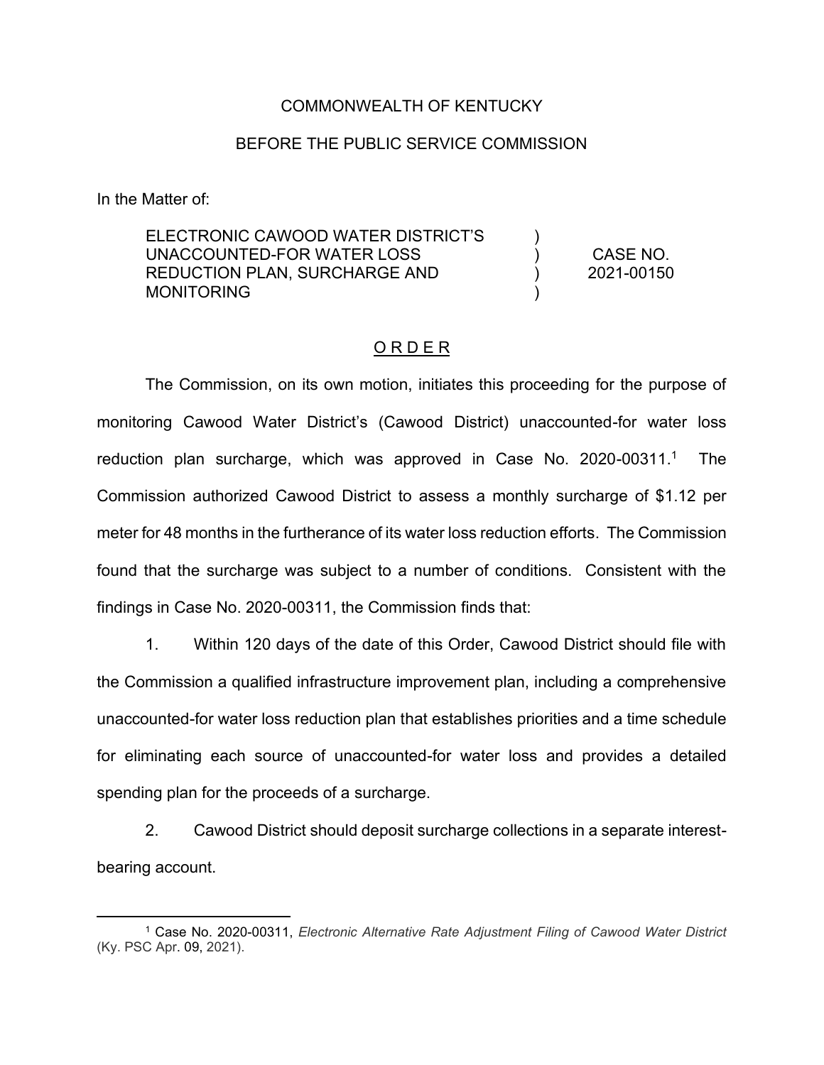COMMONWEALTH OF KENTUCKY

BEFORE THE PUBLIC SERVICE COMMISSION

In the Matter of:

| | | |
|---|---|---|
| ELECTRONIC CAWOOD WATER DISTRICT'S UNACCOUNTED-FOR WATER LOSS REDUCTION PLAN, SURCHARGE AND MONITORING | ) ) ) ) | CASE NO. 2021-00150 |

<u>ORDER</u>

The Commission, on its own motion, initiates this proceeding for the purpose of monitoring Cawood Water District's (Cawood District) unaccounted-for water loss reduction plan surcharge, which was approved in Case No. 2020-00311.[1] The Commission authorized Cawood District to assess a monthly surcharge of $1.12 per meter for 48 months in the furtherance of its water loss reduction efforts. The Commission found that the surcharge was subject to a number of conditions. Consistent with the findings in Case No. 2020-00311, the Commission finds that:

1. Within 120 days of the date of this Order, Cawood District should file with the Commission a qualified infrastructure improvement plan, including a comprehensive unaccounted-for water loss reduction plan that establishes priorities and a time schedule for eliminating each source of unaccounted-for water loss and provides a detailed spending plan for the proceeds of a surcharge.

2. Cawood District should deposit surcharge collections in a separate interest-bearing account.

---

[1] Case No. 2020-00311, *Electronic Alternative Rate Adjustment Filing of Cawood Water District* (Ky. PSC Apr. 09, 2021).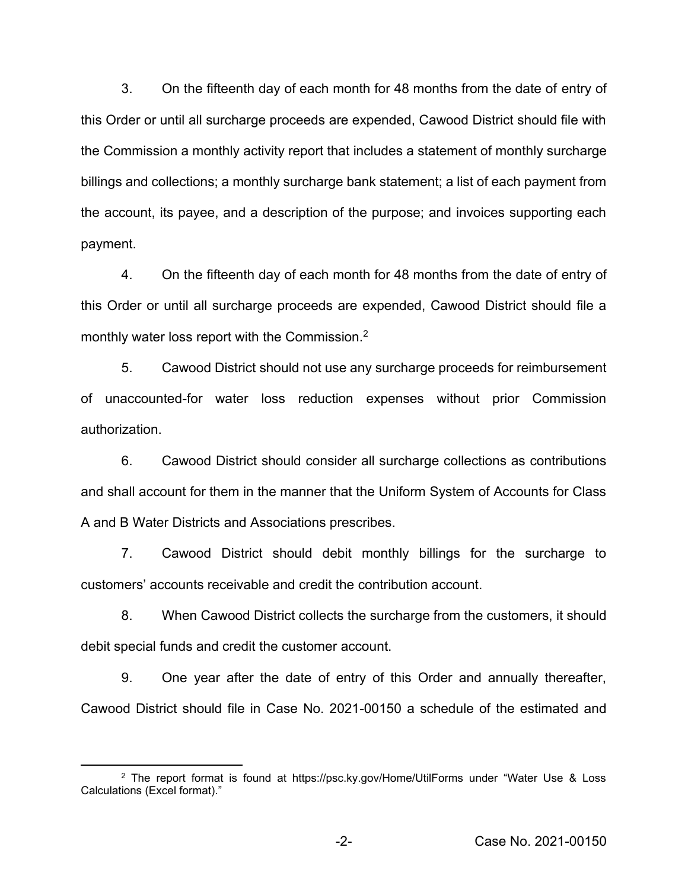3. On the fifteenth day of each month for 48 months from the date of entry of this Order or until all surcharge proceeds are expended, Cawood District should file with the Commission a monthly activity report that includes a statement of monthly surcharge billings and collections; a monthly surcharge bank statement; a list of each payment from the account, its payee, and a description of the purpose; and invoices supporting each payment.

4. On the fifteenth day of each month for 48 months from the date of entry of this Order or until all surcharge proceeds are expended, Cawood District should file a monthly water loss report with the Commission.[2]

5. Cawood District should not use any surcharge proceeds for reimbursement of unaccounted-for water loss reduction expenses without prior Commission authorization.

6. Cawood District should consider all surcharge collections as contributions and shall account for them in the manner that the Uniform System of Accounts for Class A and B Water Districts and Associations prescribes.

7. Cawood District should debit monthly billings for the surcharge to customers' accounts receivable and credit the contribution account.

8. When Cawood District collects the surcharge from the customers, it should debit special funds and credit the customer account.

9. One year after the date of entry of this Order and annually thereafter, Cawood District should file in Case No. 2021-00150 a schedule of the estimated and

---

[2] The report format is found at https://psc.ky.gov/Home/UtilForms under "Water Use & Loss Calculations (Excel format)."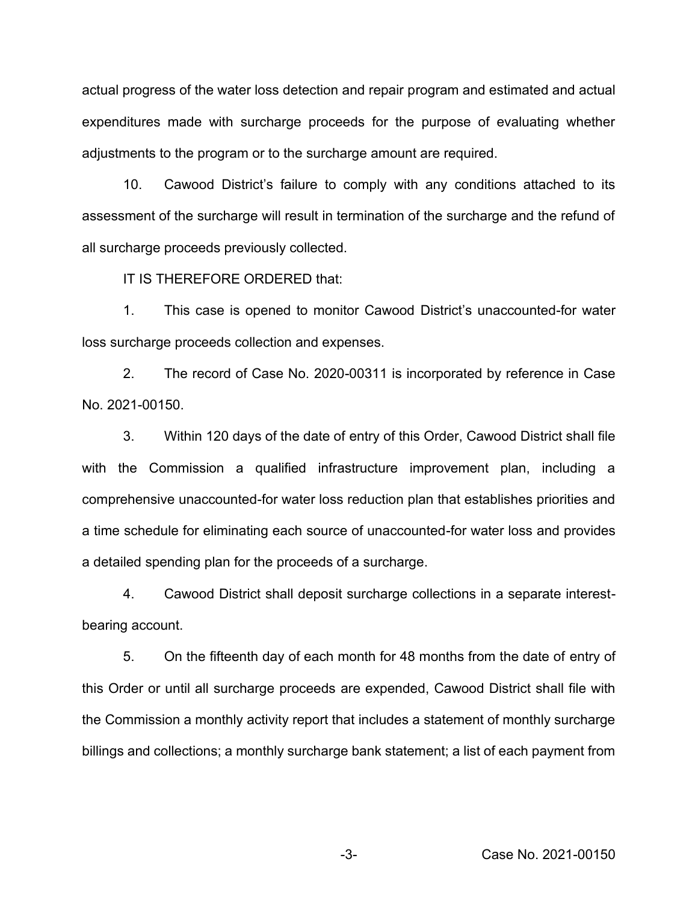actual progress of the water loss detection and repair program and estimated and actual expenditures made with surcharge proceeds for the purpose of evaluating whether adjustments to the program or to the surcharge amount are required.

10. Cawood District's failure to comply with any conditions attached to its assessment of the surcharge will result in termination of the surcharge and the refund of all surcharge proceeds previously collected.

IT IS THEREFORE ORDERED that:

1. This case is opened to monitor Cawood District's unaccounted-for water loss surcharge proceeds collection and expenses.

2. The record of Case No. 2020-00311 is incorporated by reference in Case No. 2021-00150.

3. Within 120 days of the date of entry of this Order, Cawood District shall file with the Commission a qualified infrastructure improvement plan, including a comprehensive unaccounted-for water loss reduction plan that establishes priorities and a time schedule for eliminating each source of unaccounted-for water loss and provides a detailed spending plan for the proceeds of a surcharge.

4. Cawood District shall deposit surcharge collections in a separate interest-bearing account.

5. On the fifteenth day of each month for 48 months from the date of entry of this Order or until all surcharge proceeds are expended, Cawood District shall file with the Commission a monthly activity report that includes a statement of monthly surcharge billings and collections; a monthly surcharge bank statement; a list of each payment from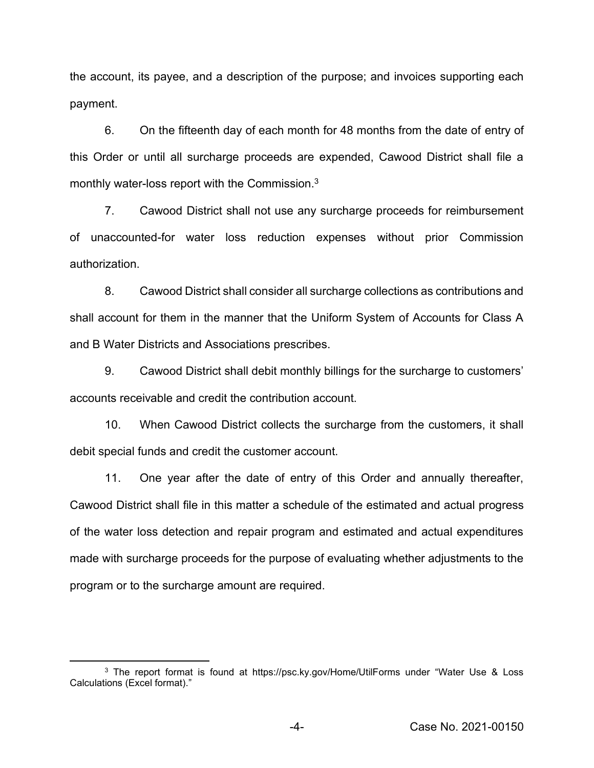the account, its payee, and a description of the purpose; and invoices supporting each payment.

6. On the fifteenth day of each month for 48 months from the date of entry of this Order or until all surcharge proceeds are expended, Cawood District shall file a monthly water-loss report with the Commission.[3]

7. Cawood District shall not use any surcharge proceeds for reimbursement of unaccounted-for water loss reduction expenses without prior Commission authorization.

8. Cawood District shall consider all surcharge collections as contributions and shall account for them in the manner that the Uniform System of Accounts for Class A and B Water Districts and Associations prescribes.

9. Cawood District shall debit monthly billings for the surcharge to customers' accounts receivable and credit the contribution account.

10. When Cawood District collects the surcharge from the customers, it shall debit special funds and credit the customer account.

11. One year after the date of entry of this Order and annually thereafter, Cawood District shall file in this matter a schedule of the estimated and actual progress of the water loss detection and repair program and estimated and actual expenditures made with surcharge proceeds for the purpose of evaluating whether adjustments to the program or to the surcharge amount are required.

---

[3] The report format is found at https://psc.ky.gov/Home/UtilForms under "Water Use & Loss Calculations (Excel format)."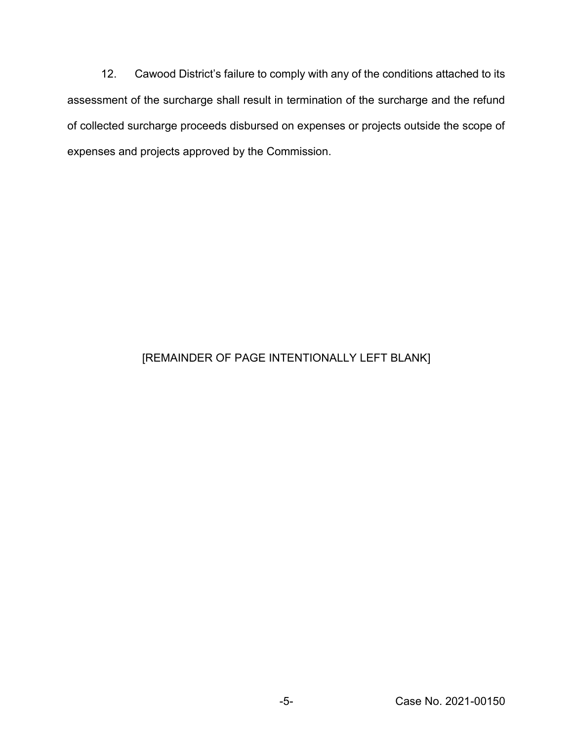12. Cawood District's failure to comply with any of the conditions attached to its assessment of the surcharge shall result in termination of the surcharge and the refund of collected surcharge proceeds disbursed on expenses or projects outside the scope of expenses and projects approved by the Commission.

[REMAINDER OF PAGE INTENTIONALLY LEFT BLANK]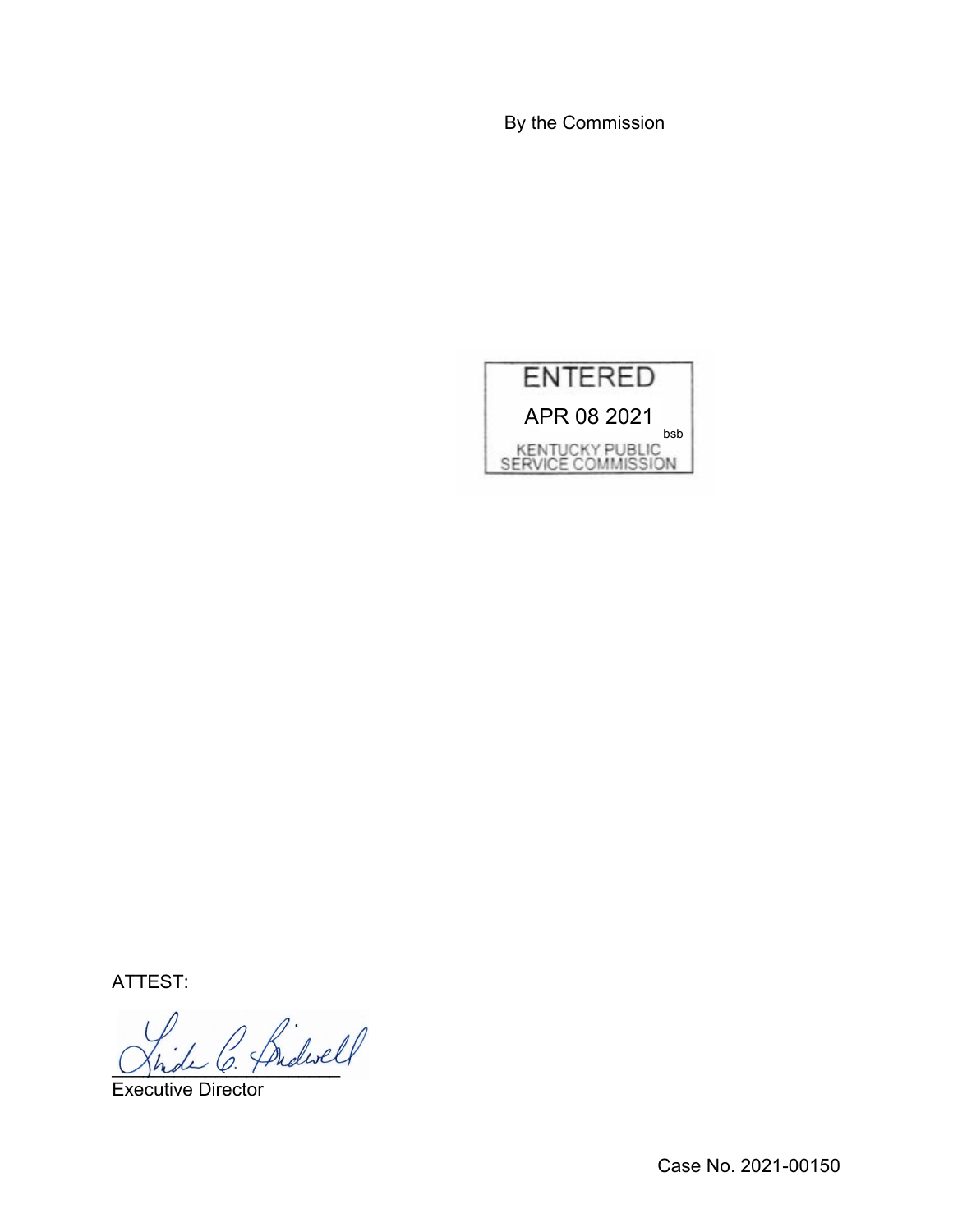By the Commission

ENTERED

APR 08 2021

bsb

KENTUCKY PUBLIC SERVICE COMMISSION

ATTEST:

Executive Director

Case No. 2021-00150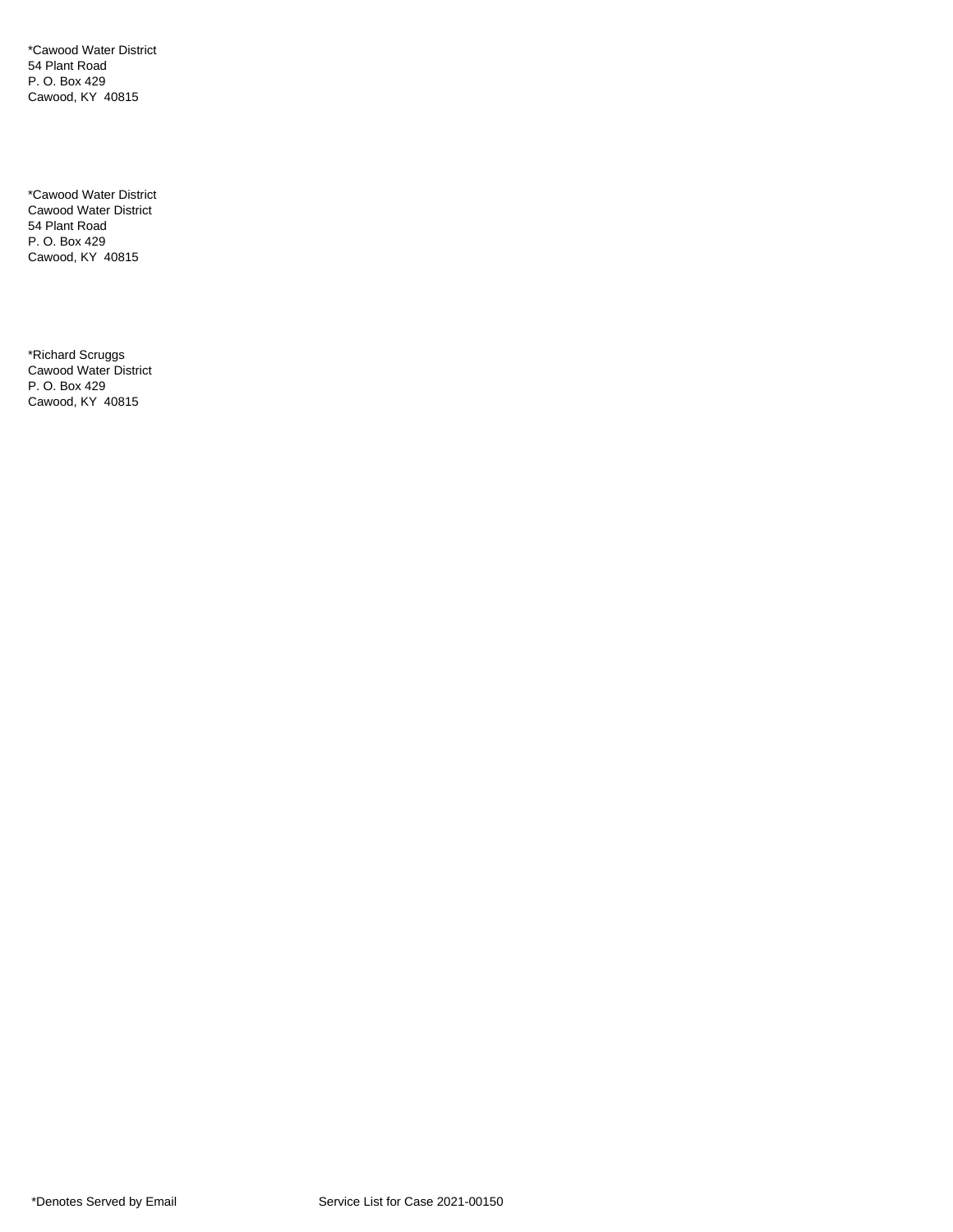*Cawood Water District
54 Plant Road
P. O. Box 429
Cawood, KY  40815

*Cawood Water District
Cawood Water District
54 Plant Road
P. O. Box 429
Cawood, KY  40815

*Richard Scruggs
Cawood Water District
P. O. Box 429
Cawood, KY  40815

*Denotes Served by Email

Service List for Case 2021-00150